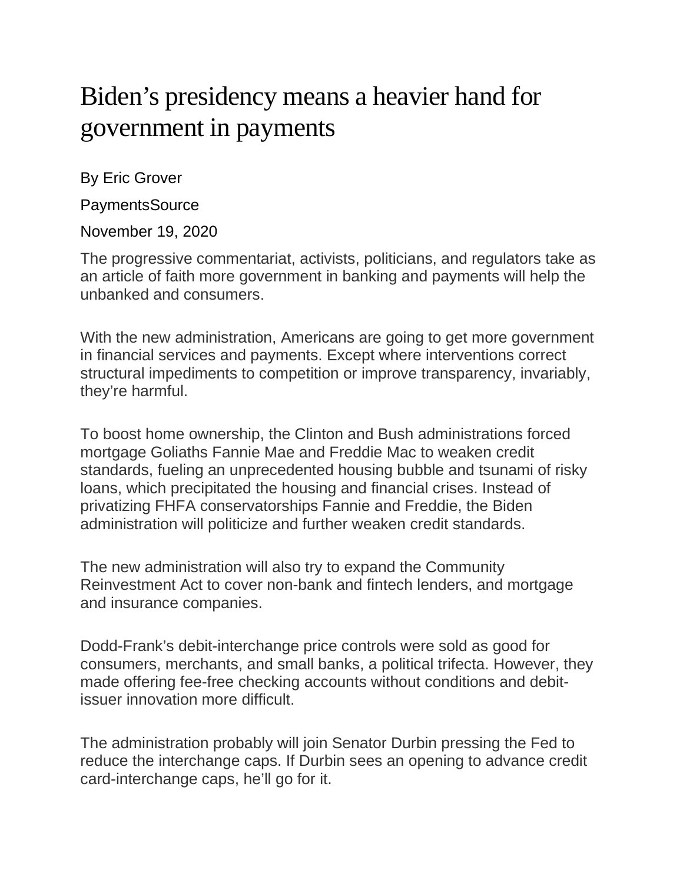# Biden's presidency means a heavier hand for government in payments

By Eric Grover

PaymentsSource

November 19, 2020

The progressive commentariat, activists, politicians, and regulators take as an article of faith more government in banking and payments will help the unbanked and consumers.

With the new administration, Americans are going to get more government in financial services and payments. Except where interventions correct structural impediments to competition or improve transparency, invariably, they're harmful.

To boost home ownership, the Clinton and Bush administrations forced mortgage Goliaths Fannie Mae and Freddie Mac to weaken credit standards, fueling an unprecedented housing bubble and tsunami of risky loans, which precipitated the housing and financial crises. Instead of privatizing FHFA conservatorships Fannie and Freddie, the Biden administration will politicize and further weaken credit standards.

The new administration will also try to expand the Community Reinvestment Act to cover non-bank and fintech lenders, and mortgage and insurance companies.

Dodd-Frank's debit-interchange price controls were sold as good for consumers, merchants, and small banks, a political trifecta. However, they made offering fee-free checking accounts without conditions and debit-issuer innovation more difficult.

The administration probably will join Senator Durbin pressing the Fed to reduce the interchange caps. If Durbin sees an opening to advance credit card-interchange caps, he'll go for it.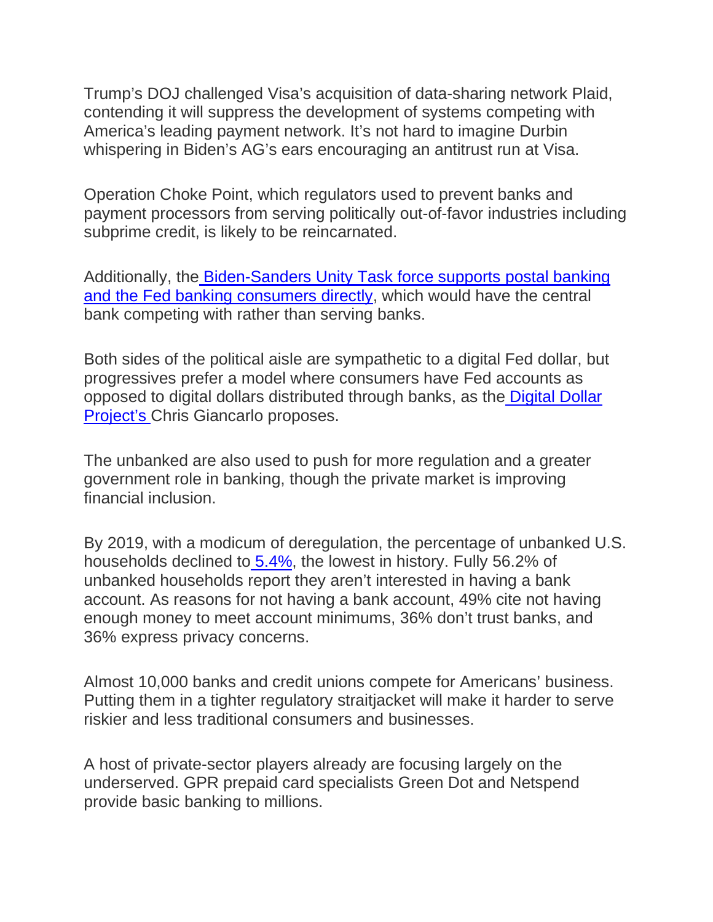Trump's DOJ challenged Visa's acquisition of data-sharing network Plaid, contending it will suppress the development of systems competing with America's leading payment network. It's not hard to imagine Durbin whispering in Biden's AG's ears encouraging an antitrust run at Visa.

Operation Choke Point, which regulators used to prevent banks and payment processors from serving politically out-of-favor industries including subprime credit, is likely to be reincarnated.

Additionally, the Biden-Sanders Unity Task force supports postal banking and the Fed banking consumers directly, which would have the central bank competing with rather than serving banks.

Both sides of the political aisle are sympathetic to a digital Fed dollar, but progressives prefer a model where consumers have Fed accounts as opposed to digital dollars distributed through banks, as the Digital Dollar Project's Chris Giancarlo proposes.

The unbanked are also used to push for more regulation and a greater government role in banking, though the private market is improving financial inclusion.

By 2019, with a modicum of deregulation, the percentage of unbanked U.S. households declined to 5.4%, the lowest in history. Fully 56.2% of unbanked households report they aren't interested in having a bank account. As reasons for not having a bank account, 49% cite not having enough money to meet account minimums, 36% don't trust banks, and 36% express privacy concerns.

Almost 10,000 banks and credit unions compete for Americans' business. Putting them in a tighter regulatory straitjacket will make it harder to serve riskier and less traditional consumers and businesses.

A host of private-sector players already are focusing largely on the underserved. GPR prepaid card specialists Green Dot and Netspend provide basic banking to millions.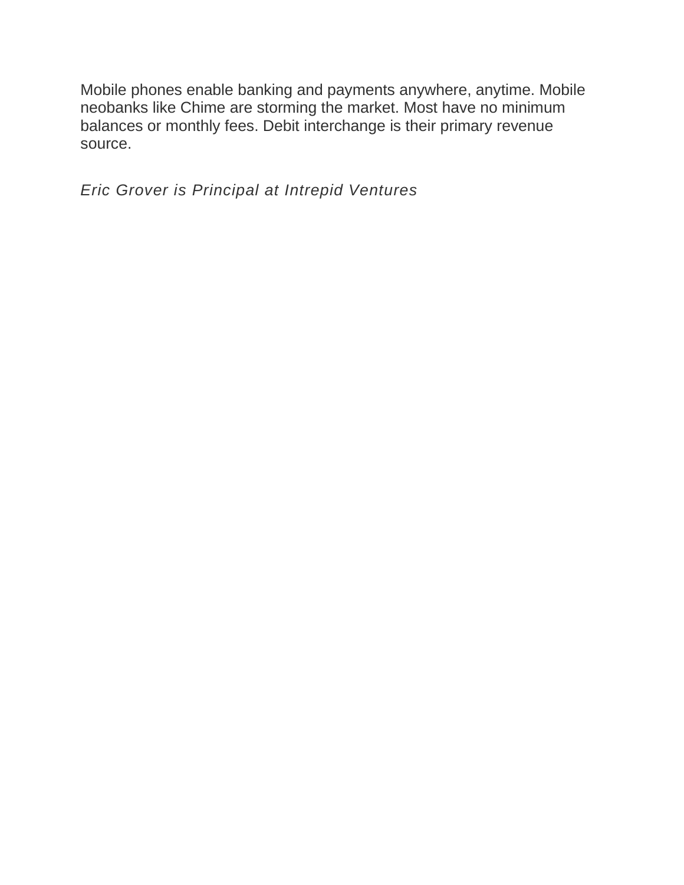Mobile phones enable banking and payments anywhere, anytime. Mobile neobanks like Chime are storming the market. Most have no minimum balances or monthly fees. Debit interchange is their primary revenue source.

*Eric Grover is Principal at Intrepid Ventures*